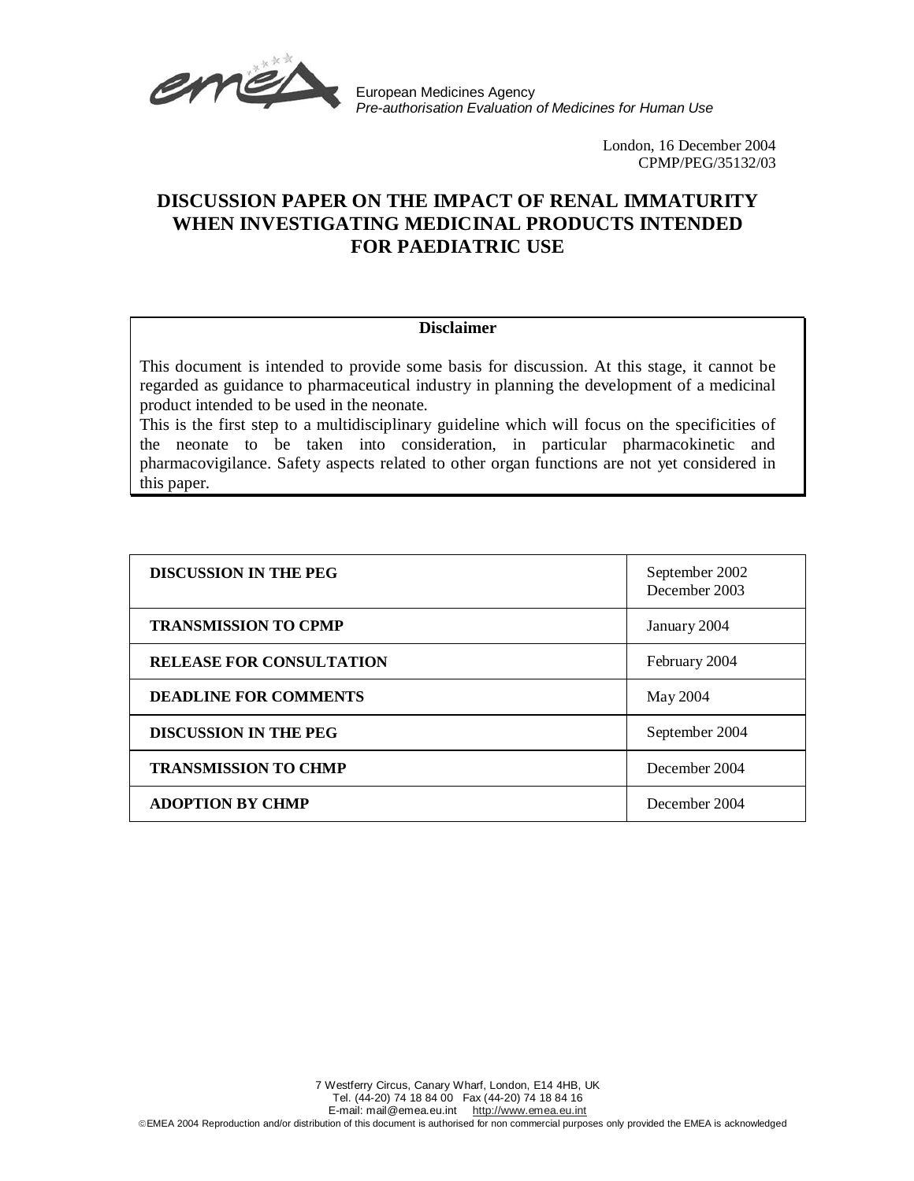European Medicines Agency
*Pre-authorisation Evaluation of Medicines for Human Use*

London, 16 December 2004
CPMP/PEG/35132/03

# DISCUSSION PAPER ON THE IMPACT OF RENAL IMMATURITY WHEN INVESTIGATING MEDICINAL PRODUCTS INTENDED FOR PAEDIATRIC USE

**Disclaimer**

This document is intended to provide some basis for discussion. At this stage, it cannot be regarded as guidance to pharmaceutical industry in planning the development of a medicinal product intended to be used in the neonate.
This is the first step to a multidisciplinary guideline which will focus on the specificities of the neonate to be taken into consideration, in particular pharmacokinetic and pharmacovigilance. Safety aspects related to other organ functions are not yet considered in this paper.

| | |
|---|---|
| **DISCUSSION IN THE PEG** | September 2002<br>December 2003 |
| **TRANSMISSION TO CPMP** | January 2004 |
| **RELEASE FOR CONSULTATION** | February 2004 |
| **DEADLINE FOR COMMENTS** | May 2004 |
| **DISCUSSION IN THE PEG** | September 2004 |
| **TRANSMISSION TO CHMP** | December 2004 |
| **ADOPTION BY CHMP** | December 2004 |

7 Westferry Circus, Canary Wharf, London, E14 4HB, UK
Tel. (44-20) 74 18 84 00 Fax (44-20) 74 18 84 16
E-mail: mail@emea.eu.int http://www.emea.eu.int
©EMEA 2004 Reproduction and/or distribution of this document is authorised for non commercial purposes only provided the EMEA is acknowledged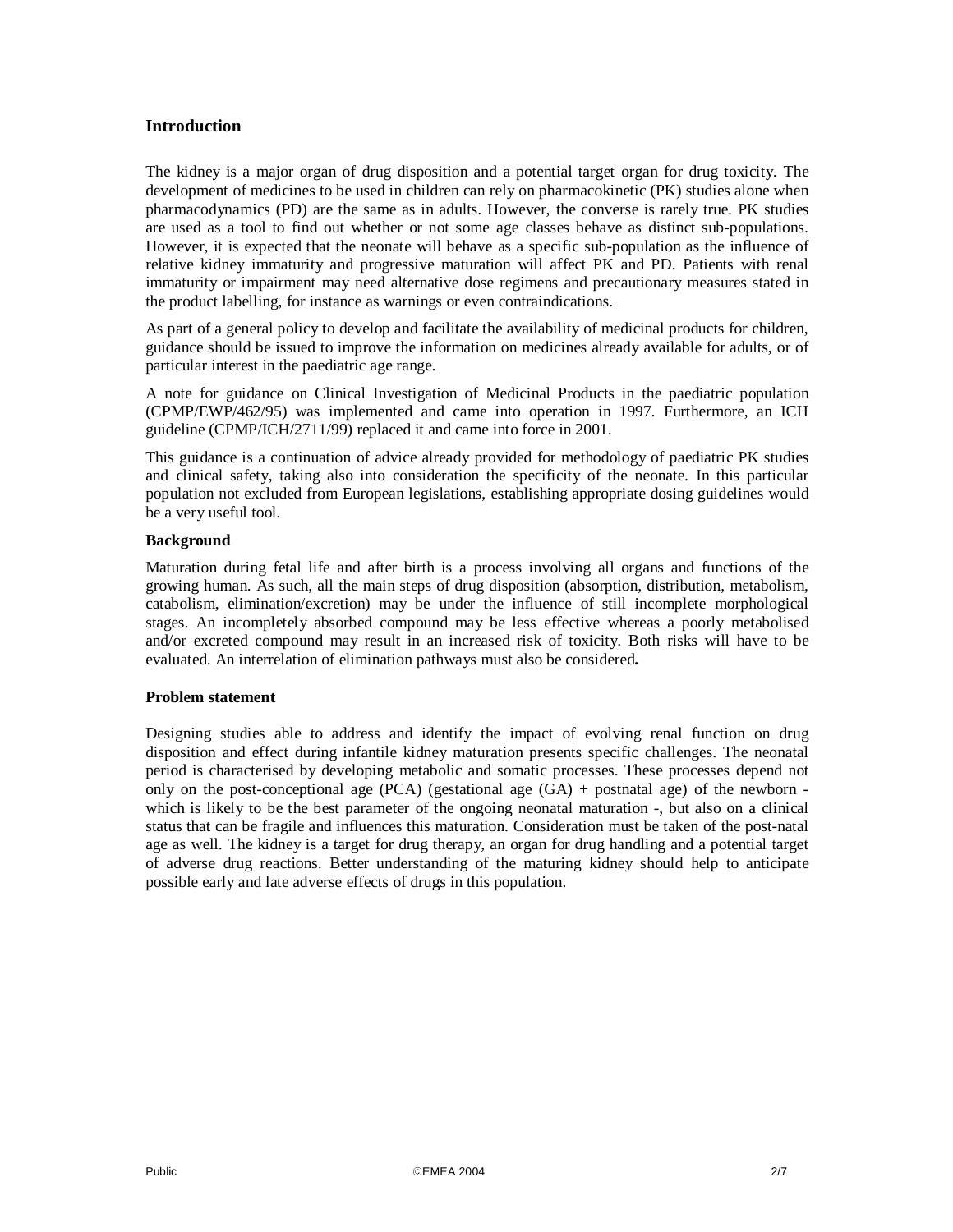## Introduction

The kidney is a major organ of drug disposition and a potential target organ for drug toxicity. The development of medicines to be used in children can rely on pharmacokinetic (PK) studies alone when pharmacodynamics (PD) are the same as in adults. However, the converse is rarely true. PK studies are used as a tool to find out whether or not some age classes behave as distinct sub-populations. However, it is expected that the neonate will behave as a specific sub-population as the influence of relative kidney immaturity and progressive maturation will affect PK and PD. Patients with renal immaturity or impairment may need alternative dose regimens and precautionary measures stated in the product labelling, for instance as warnings or even contraindications.

As part of a general policy to develop and facilitate the availability of medicinal products for children, guidance should be issued to improve the information on medicines already available for adults, or of particular interest in the paediatric age range.

A note for guidance on Clinical Investigation of Medicinal Products in the paediatric population (CPMP/EWP/462/95) was implemented and came into operation in 1997. Furthermore, an ICH guideline (CPMP/ICH/2711/99) replaced it and came into force in 2001.

This guidance is a continuation of advice already provided for methodology of paediatric PK studies and clinical safety, taking also into consideration the specificity of the neonate. In this particular population not excluded from European legislations, establishing appropriate dosing guidelines would be a very useful tool.

### Background

Maturation during fetal life and after birth is a process involving all organs and functions of the growing human. As such, all the main steps of drug disposition (absorption, distribution, metabolism, catabolism, elimination/excretion) may be under the influence of still incomplete morphological stages. An incompletely absorbed compound may be less effective whereas a poorly metabolised and/or excreted compound may result in an increased risk of toxicity. Both risks will have to be evaluated. An interrelation of elimination pathways must also be considered**.**

### Problem statement

Designing studies able to address and identify the impact of evolving renal function on drug disposition and effect during infantile kidney maturation presents specific challenges. The neonatal period is characterised by developing metabolic and somatic processes. These processes depend not only on the post-conceptional age (PCA) (gestational age (GA) + postnatal age) of the newborn - which is likely to be the best parameter of the ongoing neonatal maturation -, but also on a clinical status that can be fragile and influences this maturation. Consideration must be taken of the post-natal age as well. The kidney is a target for drug therapy, an organ for drug handling and a potential target of adverse drug reactions. Better understanding of the maturing kidney should help to anticipate possible early and late adverse effects of drugs in this population.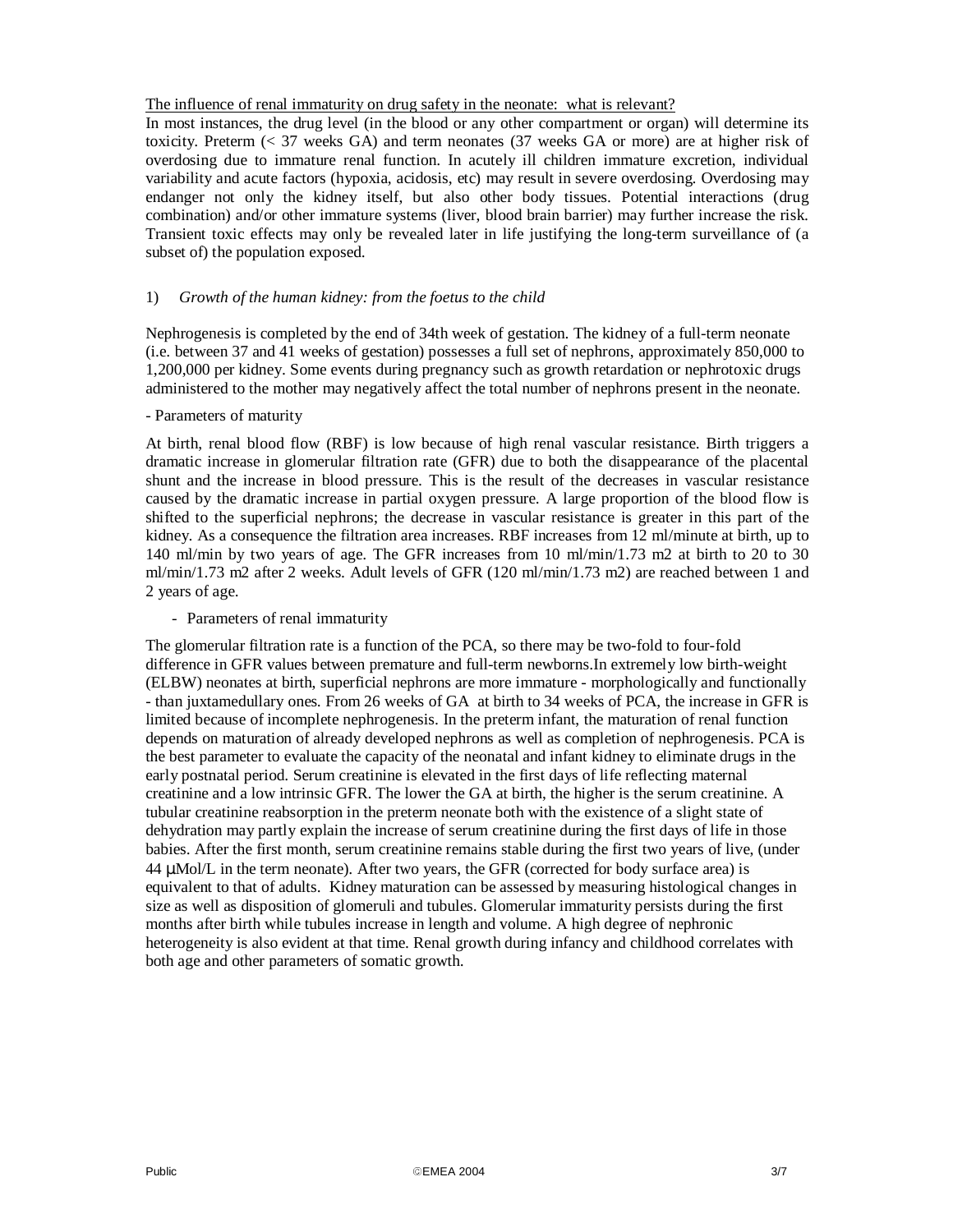<u>The influence of renal immaturity on drug safety in the neonate: what is relevant?</u>

In most instances, the drug level (in the blood or any other compartment or organ) will determine its toxicity. Preterm (< 37 weeks GA) and term neonates (37 weeks GA or more) are at higher risk of overdosing due to immature renal function. In acutely ill children immature excretion, individual variability and acute factors (hypoxia, acidosis, etc) may result in severe overdosing. Overdosing may endanger not only the kidney itself, but also other body tissues. Potential interactions (drug combination) and/or other immature systems (liver, blood brain barrier) may further increase the risk. Transient toxic effects may only be revealed later in life justifying the long-term surveillance of (a subset of) the population exposed.

1) *Growth of the human kidney: from the foetus to the child*

Nephrogenesis is completed by the end of 34th week of gestation. The kidney of a full-term neonate (i.e. between 37 and 41 weeks of gestation) possesses a full set of nephrons, approximately 850,000 to 1,200,000 per kidney. Some events during pregnancy such as growth retardation or nephrotoxic drugs administered to the mother may negatively affect the total number of nephrons present in the neonate.

- Parameters of maturity

At birth, renal blood flow (RBF) is low because of high renal vascular resistance. Birth triggers a dramatic increase in glomerular filtration rate (GFR) due to both the disappearance of the placental shunt and the increase in blood pressure. This is the result of the decreases in vascular resistance caused by the dramatic increase in partial oxygen pressure. A large proportion of the blood flow is shifted to the superficial nephrons; the decrease in vascular resistance is greater in this part of the kidney. As a consequence the filtration area increases. RBF increases from 12 ml/minute at birth, up to 140 ml/min by two years of age. The GFR increases from 10 ml/min/1.73 m2 at birth to 20 to 30 ml/min/1.73 m2 after 2 weeks. Adult levels of GFR (120 ml/min/1.73 m2) are reached between 1 and 2 years of age.

- Parameters of renal immaturity

The glomerular filtration rate is a function of the PCA, so there may be two-fold to four-fold difference in GFR values between premature and full-term newborns.In extremely low birth-weight (ELBW) neonates at birth, superficial nephrons are more immature - morphologically and functionally - than juxtamedullary ones. From 26 weeks of GA at birth to 34 weeks of PCA, the increase in GFR is limited because of incomplete nephrogenesis. In the preterm infant, the maturation of renal function depends on maturation of already developed nephrons as well as completion of nephrogenesis. PCA is the best parameter to evaluate the capacity of the neonatal and infant kidney to eliminate drugs in the early postnatal period. Serum creatinine is elevated in the first days of life reflecting maternal creatinine and a low intrinsic GFR. The lower the GA at birth, the higher is the serum creatinine. A tubular creatinine reabsorption in the preterm neonate both with the existence of a slight state of dehydration may partly explain the increase of serum creatinine during the first days of life in those babies. After the first month, serum creatinine remains stable during the first two years of live, (under 44 μMol/L in the term neonate). After two years, the GFR (corrected for body surface area) is equivalent to that of adults. Kidney maturation can be assessed by measuring histological changes in size as well as disposition of glomeruli and tubules. Glomerular immaturity persists during the first months after birth while tubules increase in length and volume. A high degree of nephronic heterogeneity is also evident at that time. Renal growth during infancy and childhood correlates with both age and other parameters of somatic growth.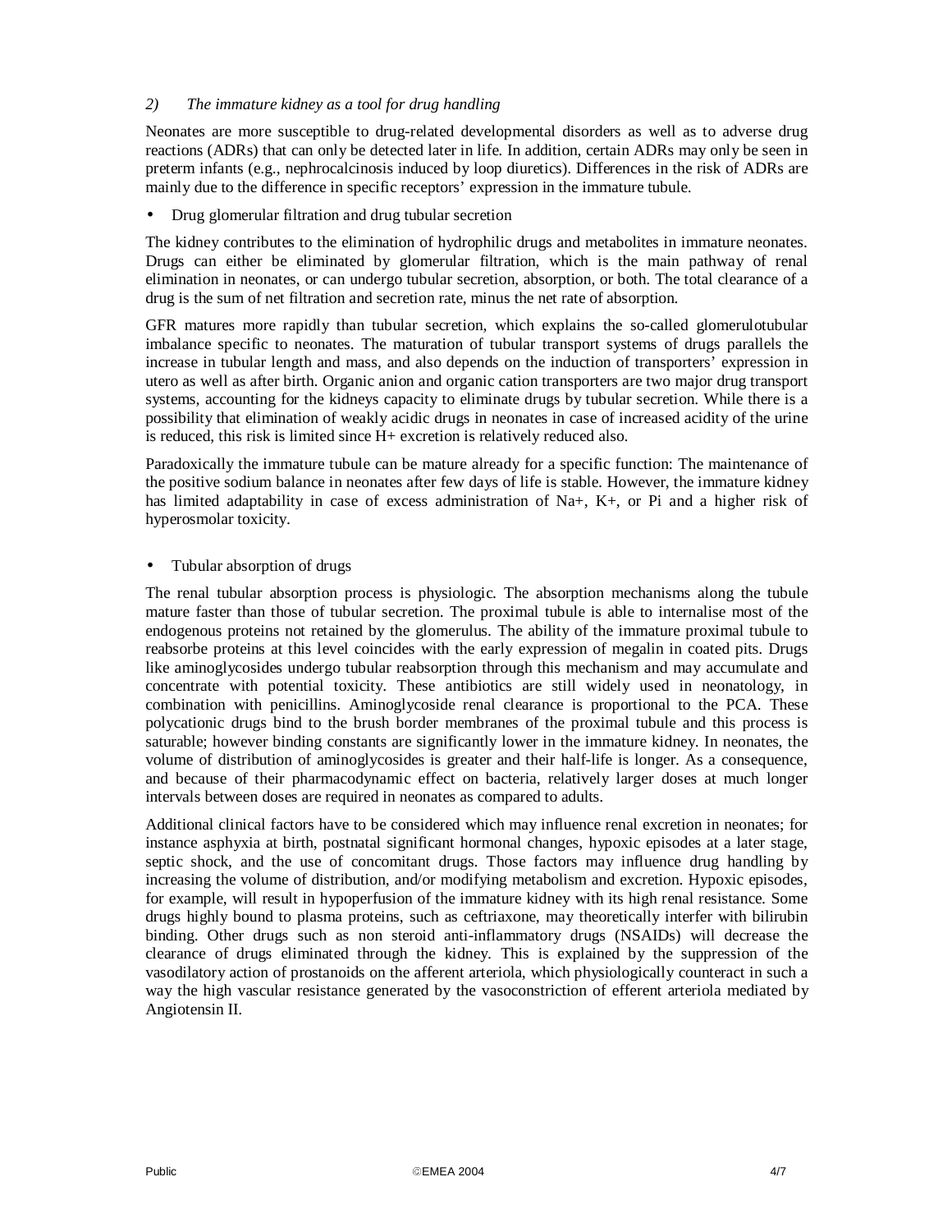*2) The immature kidney as a tool for drug handling*

Neonates are more susceptible to drug-related developmental disorders as well as to adverse drug reactions (ADRs) that can only be detected later in life. In addition, certain ADRs may only be seen in preterm infants (e.g., nephrocalcinosis induced by loop diuretics). Differences in the risk of ADRs are mainly due to the difference in specific receptors' expression in the immature tubule.

- Drug glomerular filtration and drug tubular secretion

The kidney contributes to the elimination of hydrophilic drugs and metabolites in immature neonates. Drugs can either be eliminated by glomerular filtration, which is the main pathway of renal elimination in neonates, or can undergo tubular secretion, absorption, or both. The total clearance of a drug is the sum of net filtration and secretion rate, minus the net rate of absorption.

GFR matures more rapidly than tubular secretion, which explains the so-called glomerulotubular imbalance specific to neonates. The maturation of tubular transport systems of drugs parallels the increase in tubular length and mass, and also depends on the induction of transporters' expression in utero as well as after birth. Organic anion and organic cation transporters are two major drug transport systems, accounting for the kidneys capacity to eliminate drugs by tubular secretion. While there is a possibility that elimination of weakly acidic drugs in neonates in case of increased acidity of the urine is reduced, this risk is limited since H+ excretion is relatively reduced also.

Paradoxically the immature tubule can be mature already for a specific function: The maintenance of the positive sodium balance in neonates after few days of life is stable. However, the immature kidney has limited adaptability in case of excess administration of Na+, K+, or Pi and a higher risk of hyperosmolar toxicity.

- Tubular absorption of drugs

The renal tubular absorption process is physiologic. The absorption mechanisms along the tubule mature faster than those of tubular secretion. The proximal tubule is able to internalise most of the endogenous proteins not retained by the glomerulus. The ability of the immature proximal tubule to reabsorbe proteins at this level coincides with the early expression of megalin in coated pits. Drugs like aminoglycosides undergo tubular reabsorption through this mechanism and may accumulate and concentrate with potential toxicity. These antibiotics are still widely used in neonatology, in combination with penicillins. Aminoglycoside renal clearance is proportional to the PCA. These polycationic drugs bind to the brush border membranes of the proximal tubule and this process is saturable; however binding constants are significantly lower in the immature kidney. In neonates, the volume of distribution of aminoglycosides is greater and their half-life is longer. As a consequence, and because of their pharmacodynamic effect on bacteria, relatively larger doses at much longer intervals between doses are required in neonates as compared to adults.

Additional clinical factors have to be considered which may influence renal excretion in neonates; for instance asphyxia at birth, postnatal significant hormonal changes, hypoxic episodes at a later stage, septic shock, and the use of concomitant drugs. Those factors may influence drug handling by increasing the volume of distribution, and/or modifying metabolism and excretion. Hypoxic episodes, for example, will result in hypoperfusion of the immature kidney with its high renal resistance. Some drugs highly bound to plasma proteins, such as ceftriaxone, may theoretically interfer with bilirubin binding. Other drugs such as non steroid anti-inflammatory drugs (NSAIDs) will decrease the clearance of drugs eliminated through the kidney. This is explained by the suppression of the vasodilatory action of prostanoids on the afferent arteriola, which physiologically counteract in such a way the high vascular resistance generated by the vasoconstriction of efferent arteriola mediated by Angiotensin II.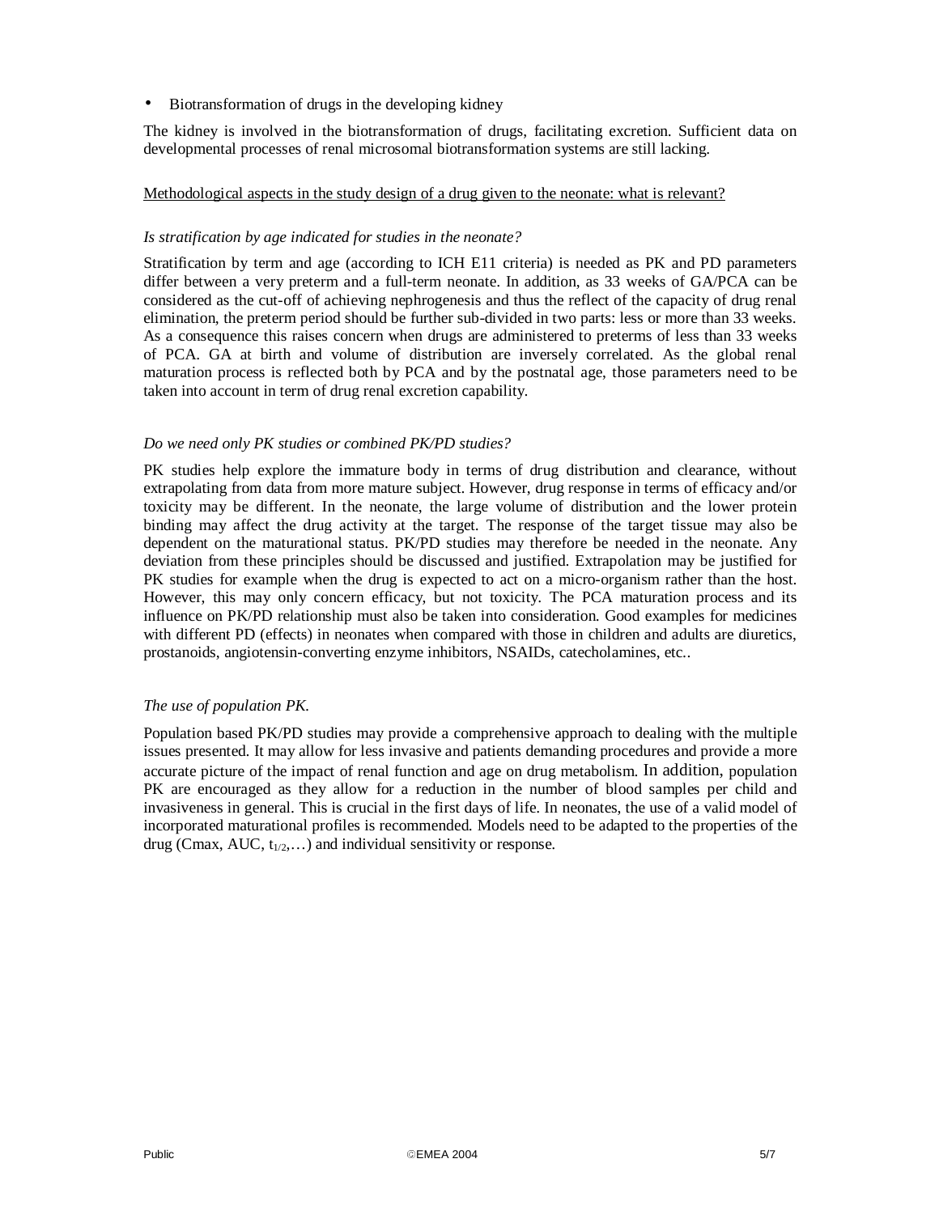- Biotransformation of drugs in the developing kidney

The kidney is involved in the biotransformation of drugs, facilitating excretion. Sufficient data on developmental processes of renal microsomal biotransformation systems are still lacking.

<u>Methodological aspects in the study design of a drug given to the neonate: what is relevant?</u>

*Is stratification by age indicated for studies in the neonate?*

Stratification by term and age (according to ICH E11 criteria) is needed as PK and PD parameters differ between a very preterm and a full-term neonate. In addition, as 33 weeks of GA/PCA can be considered as the cut-off of achieving nephrogenesis and thus the reflect of the capacity of drug renal elimination, the preterm period should be further sub-divided in two parts: less or more than 33 weeks. As a consequence this raises concern when drugs are administered to preterms of less than 33 weeks of PCA. GA at birth and volume of distribution are inversely correlated. As the global renal maturation process is reflected both by PCA and by the postnatal age, those parameters need to be taken into account in term of drug renal excretion capability.

*Do we need only PK studies or combined PK/PD studies?*

PK studies help explore the immature body in terms of drug distribution and clearance, without extrapolating from data from more mature subject. However, drug response in terms of efficacy and/or toxicity may be different. In the neonate, the large volume of distribution and the lower protein binding may affect the drug activity at the target. The response of the target tissue may also be dependent on the maturational status. PK/PD studies may therefore be needed in the neonate. Any deviation from these principles should be discussed and justified. Extrapolation may be justified for PK studies for example when the drug is expected to act on a micro-organism rather than the host. However, this may only concern efficacy, but not toxicity. The PCA maturation process and its influence on PK/PD relationship must also be taken into consideration. Good examples for medicines with different PD (effects) in neonates when compared with those in children and adults are diuretics, prostanoids, angiotensin-converting enzyme inhibitors, NSAIDs, catecholamines, etc..

*The use of population PK.*

Population based PK/PD studies may provide a comprehensive approach to dealing with the multiple issues presented. It may allow for less invasive and patients demanding procedures and provide a more accurate picture of the impact of renal function and age on drug metabolism. In addition, population PK are encouraged as they allow for a reduction in the number of blood samples per child and invasiveness in general. This is crucial in the first days of life. In neonates, the use of a valid model of incorporated maturational profiles is recommended. Models need to be adapted to the properties of the drug (Cmax, AUC, $t_{1/2}$,…) and individual sensitivity or response.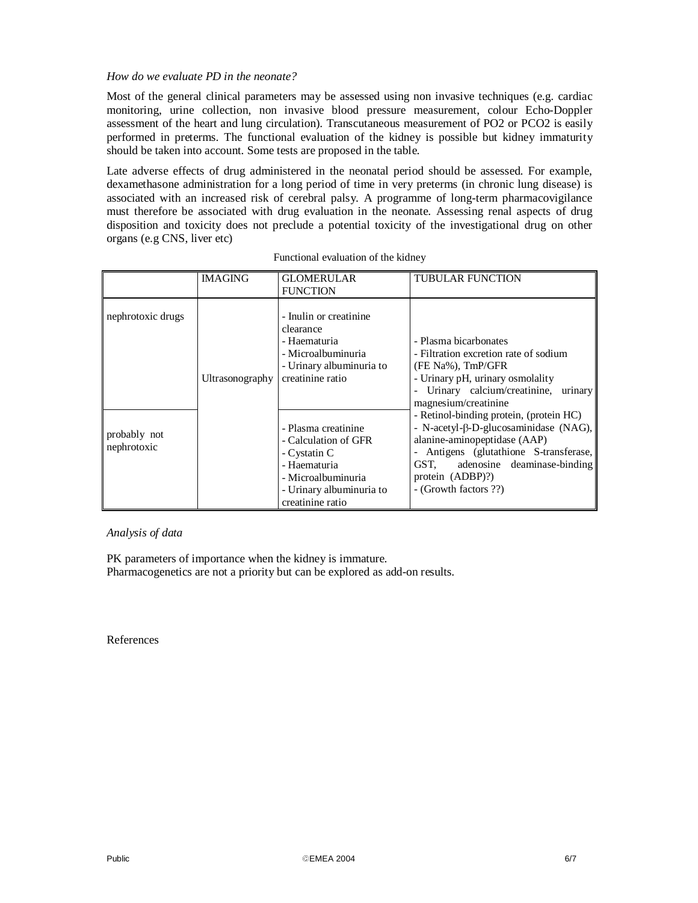*How do we evaluate PD in the neonate?*

Most of the general clinical parameters may be assessed using non invasive techniques (e.g. cardiac monitoring, urine collection, non invasive blood pressure measurement, colour Echo-Doppler assessment of the heart and lung circulation). Transcutaneous measurement of PO2 or PCO2 is easily performed in preterms. The functional evaluation of the kidney is possible but kidney immaturity should be taken into account. Some tests are proposed in the table.

Late adverse effects of drug administered in the neonatal period should be assessed. For example, dexamethasone administration for a long period of time in very preterms (in chronic lung disease) is associated with an increased risk of cerebral palsy. A programme of long-term pharmacovigilance must therefore be associated with drug evaluation in the neonate. Assessing renal aspects of drug disposition and toxicity does not preclude a potential toxicity of the investigational drug on other organs (e.g CNS, liver etc)

Functional evaluation of the kidney

| | IMAGING | GLOMERULAR FUNCTION | TUBULAR FUNCTION |
|---|---|---|---|
| nephrotoxic drugs | Ultrasonography | - Inulin or creatinine clearance<br>- Haematuria<br>- Microalbuminuria<br>- Urinary albuminuria to creatinine ratio | - Plasma bicarbonates<br>- Filtration excretion rate of sodium (FE Na%), TmP/GFR<br>- Urinary pH, urinary osmolality<br>- Urinary calcium/creatinine, urinary magnesium/creatinine<br>- Retinol-binding protein, (protein HC)<br>- N-acetyl-β-D-glucosaminidase (NAG), alanine-aminopeptidase (AAP)<br>- Antigens (glutathione S-transferase, GST, adenosine deaminase-binding protein (ADBP)?)<br>- (Growth factors ??) |
| probably not nephrotoxic | | - Plasma creatinine<br>- Calculation of GFR<br>- Cystatin C<br>- Haematuria<br>- Microalbuminuria<br>- Urinary albuminuria to creatinine ratio | |

*Analysis of data*

PK parameters of importance when the kidney is immature.
Pharmacogenetics are not a priority but can be explored as add-on results.

References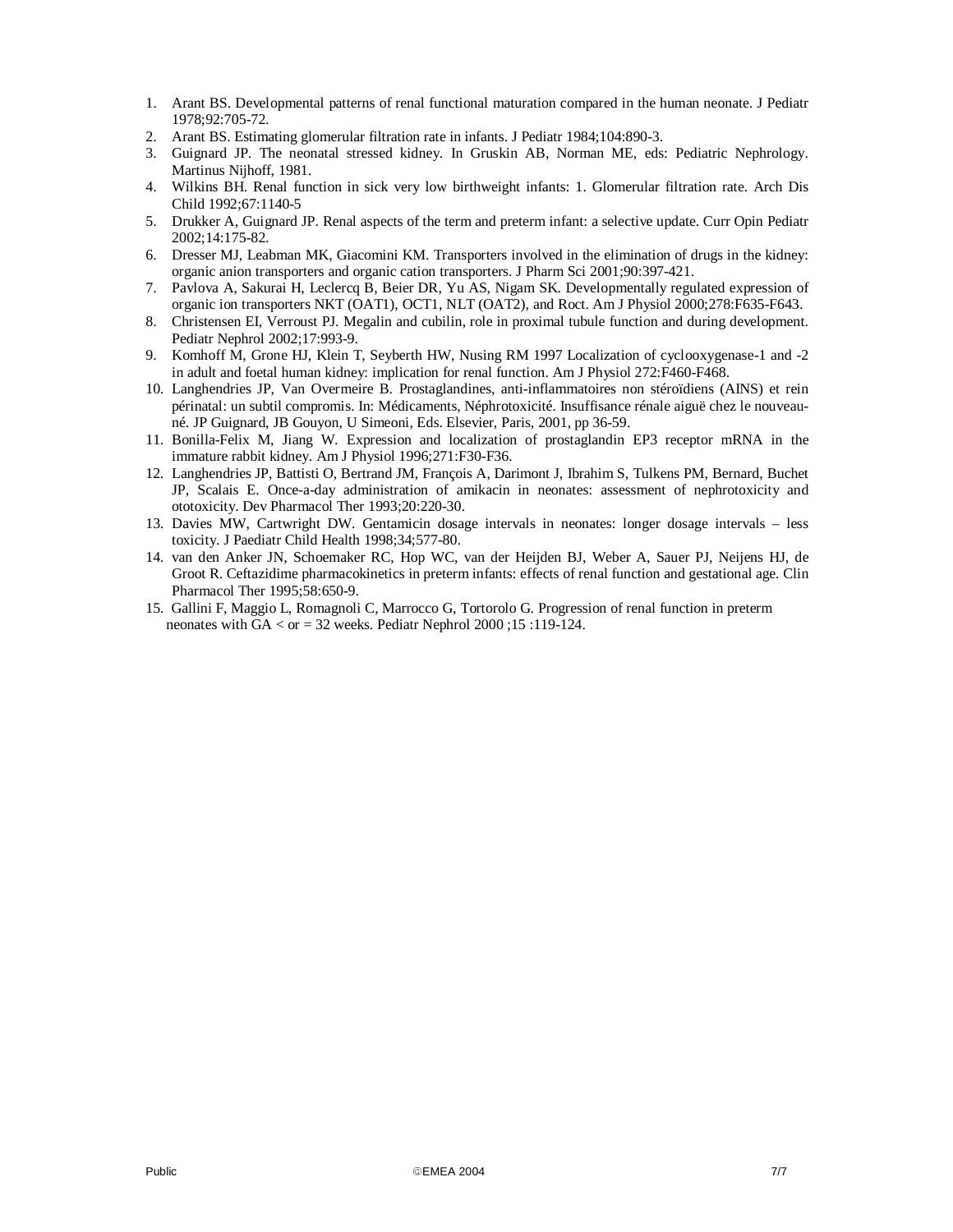1. Arant BS. Developmental patterns of renal functional maturation compared in the human neonate. J Pediatr 1978;92:705-72.
2. Arant BS. Estimating glomerular filtration rate in infants. J Pediatr 1984;104:890-3.
3. Guignard JP. The neonatal stressed kidney. In Gruskin AB, Norman ME, eds: Pediatric Nephrology. Martinus Nijhoff, 1981.
4. Wilkins BH. Renal function in sick very low birthweight infants: 1. Glomerular filtration rate. Arch Dis Child 1992;67:1140-5
5. Drukker A, Guignard JP. Renal aspects of the term and preterm infant: a selective update. Curr Opin Pediatr 2002;14:175-82.
6. Dresser MJ, Leabman MK, Giacomini KM. Transporters involved in the elimination of drugs in the kidney: organic anion transporters and organic cation transporters. J Pharm Sci 2001;90:397-421.
7. Pavlova A, Sakurai H, Leclercq B, Beier DR, Yu AS, Nigam SK. Developmentally regulated expression of organic ion transporters NKT (OAT1), OCT1, NLT (OAT2), and Roct. Am J Physiol 2000;278:F635-F643.
8. Christensen EI, Verroust PJ. Megalin and cubilin, role in proximal tubule function and during development. Pediatr Nephrol 2002;17:993-9.
9. Komhoff M, Grone HJ, Klein T, Seyberth HW, Nusing RM 1997 Localization of cyclooxygenase-1 and -2 in adult and foetal human kidney: implication for renal function. Am J Physiol 272:F460-F468.
10. Langhendries JP, Van Overmeire B. Prostaglandines, anti-inflammatoires non stéroïdiens (AINS) et rein périnatal: un subtil compromis. In: Médicaments, Néphrotoxicité. Insuffisance rénale aiguë chez le nouveau-né. JP Guignard, JB Gouyon, U Simeoni, Eds. Elsevier, Paris, 2001, pp 36-59.
11. Bonilla-Felix M, Jiang W. Expression and localization of prostaglandin EP3 receptor mRNA in the immature rabbit kidney. Am J Physiol 1996;271:F30-F36.
12. Langhendries JP, Battisti O, Bertrand JM, François A, Darimont J, Ibrahim S, Tulkens PM, Bernard, Buchet JP, Scalais E. Once-a-day administration of amikacin in neonates: assessment of nephrotoxicity and ototoxicity. Dev Pharmacol Ther 1993;20:220-30.
13. Davies MW, Cartwright DW. Gentamicin dosage intervals in neonates: longer dosage intervals – less toxicity. J Paediatr Child Health 1998;34;577-80.
14. van den Anker JN, Schoemaker RC, Hop WC, van der Heijden BJ, Weber A, Sauer PJ, Neijens HJ, de Groot R. Ceftazidime pharmacokinetics in preterm infants: effects of renal function and gestational age. Clin Pharmacol Ther 1995;58:650-9.
15. Gallini F, Maggio L, Romagnoli C, Marrocco G, Tortorolo G. Progression of renal function in preterm neonates with GA < or = 32 weeks. Pediatr Nephrol 2000 ;15 :119-124.